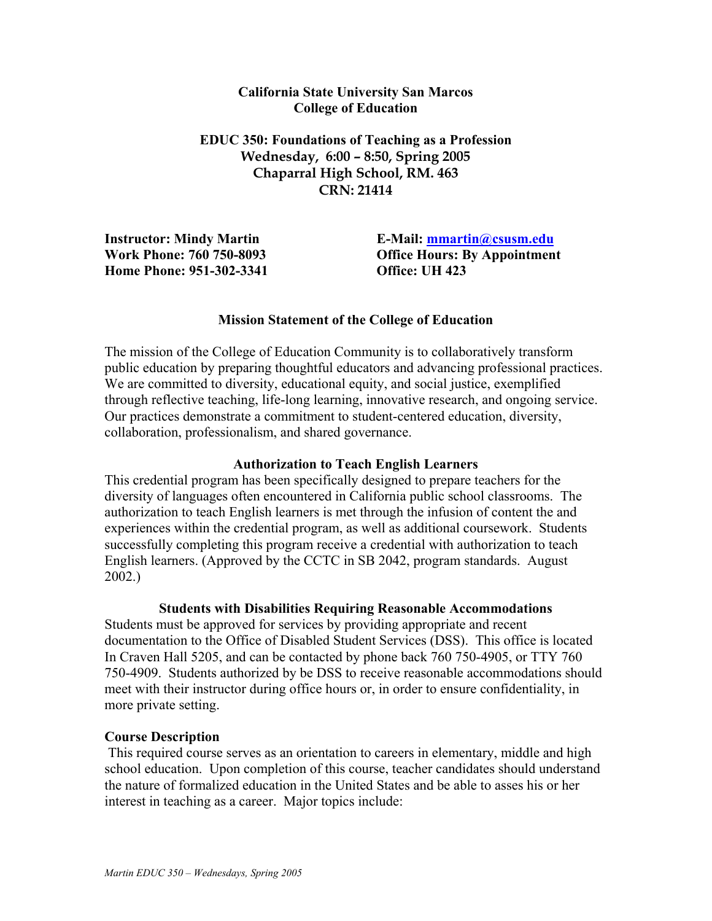**California State University San Marcos**
**College of Education**

**EDUC 350: Foundations of Teaching as a Profession**
**Wednesday, 6:00 – 8:50, Spring 2005**
**Chaparral High School, RM. 463**
**CRN: 21414**

**Instructor: Mindy Martin**
**Work Phone: 760 750-8093**
**Home Phone: 951-302-3341**

**E-Mail: mmartin@csusm.edu**
**Office Hours: By Appointment**
**Office: UH 423**

### Mission Statement of the College of Education

The mission of the College of Education Community is to collaboratively transform public education by preparing thoughtful educators and advancing professional practices. We are committed to diversity, educational equity, and social justice, exemplified through reflective teaching, life-long learning, innovative research, and ongoing service. Our practices demonstrate a commitment to student-centered education, diversity, collaboration, professionalism, and shared governance.

### Authorization to Teach English Learners

This credential program has been specifically designed to prepare teachers for the diversity of languages often encountered in California public school classrooms. The authorization to teach English learners is met through the infusion of content the and experiences within the credential program, as well as additional coursework. Students successfully completing this program receive a credential with authorization to teach English learners. (Approved by the CCTC in SB 2042, program standards. August 2002.)

### Students with Disabilities Requiring Reasonable Accommodations

Students must be approved for services by providing appropriate and recent documentation to the Office of Disabled Student Services (DSS). This office is located In Craven Hall 5205, and can be contacted by phone back 760 750-4905, or TTY 760 750-4909. Students authorized by be DSS to receive reasonable accommodations should meet with their instructor during office hours or, in order to ensure confidentiality, in more private setting.

### Course Description

This required course serves as an orientation to careers in elementary, middle and high school education. Upon completion of this course, teacher candidates should understand the nature of formalized education in the United States and be able to asses his or her interest in teaching as a career. Major topics include: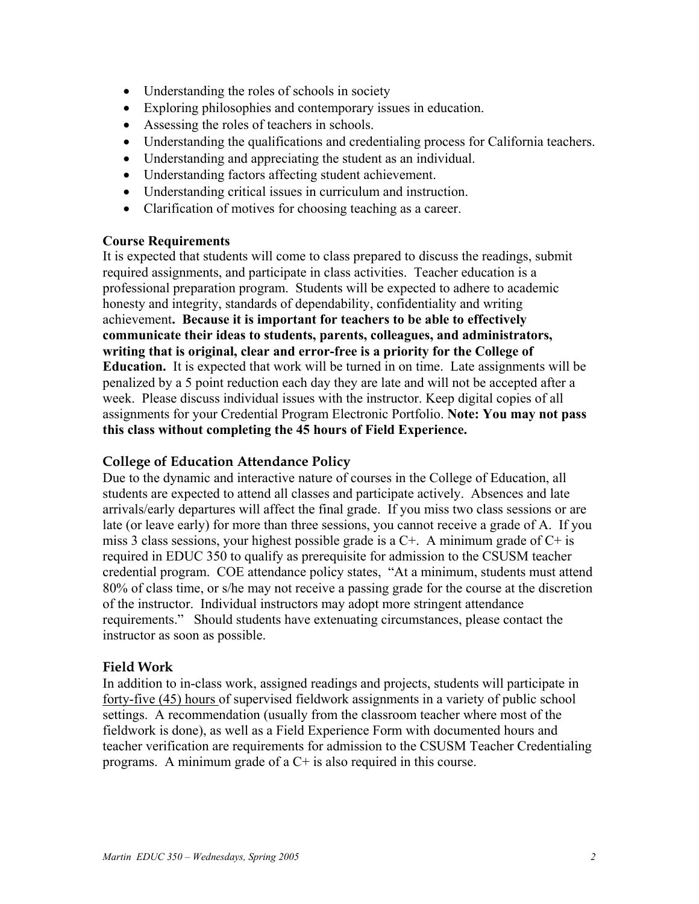- Understanding the roles of schools in society
- Exploring philosophies and contemporary issues in education.
- Assessing the roles of teachers in schools.
- Understanding the qualifications and credentialing process for California teachers.
- Understanding and appreciating the student as an individual.
- Understanding factors affecting student achievement.
- Understanding critical issues in curriculum and instruction.
- Clarification of motives for choosing teaching as a career.

**Course Requirements**

It is expected that students will come to class prepared to discuss the readings, submit required assignments, and participate in class activities. Teacher education is a professional preparation program. Students will be expected to adhere to academic honesty and integrity, standards of dependability, confidentiality and writing achievement**. Because it is important for teachers to be able to effectively communicate their ideas to students, parents, colleagues, and administrators, writing that is original, clear and error-free is a priority for the College of Education.** It is expected that work will be turned in on time. Late assignments will be penalized by a 5 point reduction each day they are late and will not be accepted after a week. Please discuss individual issues with the instructor. Keep digital copies of all assignments for your Credential Program Electronic Portfolio. **Note: You may not pass this class without completing the 45 hours of Field Experience.**

## College of Education Attendance Policy

Due to the dynamic and interactive nature of courses in the College of Education, all students are expected to attend all classes and participate actively. Absences and late arrivals/early departures will affect the final grade. If you miss two class sessions or are late (or leave early) for more than three sessions, you cannot receive a grade of A. If you miss 3 class sessions, your highest possible grade is a C+. A minimum grade of C+ is required in EDUC 350 to qualify as prerequisite for admission to the CSUSM teacher credential program. COE attendance policy states, "At a minimum, students must attend 80% of class time, or s/he may not receive a passing grade for the course at the discretion of the instructor. Individual instructors may adopt more stringent attendance requirements." Should students have extenuating circumstances, please contact the instructor as soon as possible.

## Field Work

In addition to in-class work, assigned readings and projects, students will participate in forty-five (45) hours of supervised fieldwork assignments in a variety of public school settings. A recommendation (usually from the classroom teacher where most of the fieldwork is done), as well as a Field Experience Form with documented hours and teacher verification are requirements for admission to the CSUSM Teacher Credentialing programs. A minimum grade of a C+ is also required in this course.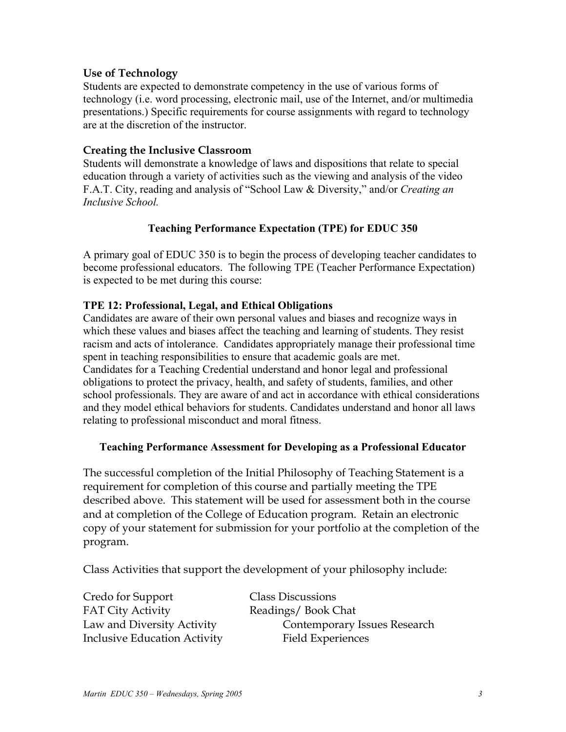### Use of Technology

Students are expected to demonstrate competency in the use of various forms of technology (i.e. word processing, electronic mail, use of the Internet, and/or multimedia presentations.) Specific requirements for course assignments with regard to technology are at the discretion of the instructor.

### Creating the Inclusive Classroom

Students will demonstrate a knowledge of laws and dispositions that relate to special education through a variety of activities such as the viewing and analysis of the video F.A.T. City, reading and analysis of "School Law & Diversity," and/or *Creating an Inclusive School.*

## Teaching Performance Expectation (TPE) for EDUC 350

A primary goal of EDUC 350 is to begin the process of developing teacher candidates to become professional educators. The following TPE (Teacher Performance Expectation) is expected to be met during this course:

### TPE 12: Professional, Legal, and Ethical Obligations

Candidates are aware of their own personal values and biases and recognize ways in which these values and biases affect the teaching and learning of students. They resist racism and acts of intolerance. Candidates appropriately manage their professional time spent in teaching responsibilities to ensure that academic goals are met.
Candidates for a Teaching Credential understand and honor legal and professional obligations to protect the privacy, health, and safety of students, families, and other school professionals. They are aware of and act in accordance with ethical considerations and they model ethical behaviors for students. Candidates understand and honor all laws relating to professional misconduct and moral fitness.

## Teaching Performance Assessment for Developing as a Professional Educator

The successful completion of the Initial Philosophy of Teaching Statement is a requirement for completion of this course and partially meeting the TPE described above. This statement will be used for assessment both in the course and at completion of the College of Education program. Retain an electronic copy of your statement for submission for your portfolio at the completion of the program.

Class Activities that support the development of your philosophy include:

- Credo for Support
- FAT City Activity
- Law and Diversity Activity
- Inclusive Education Activity
- Class Discussions
- Readings/ Book Chat
- Contemporary Issues Research
- Field Experiences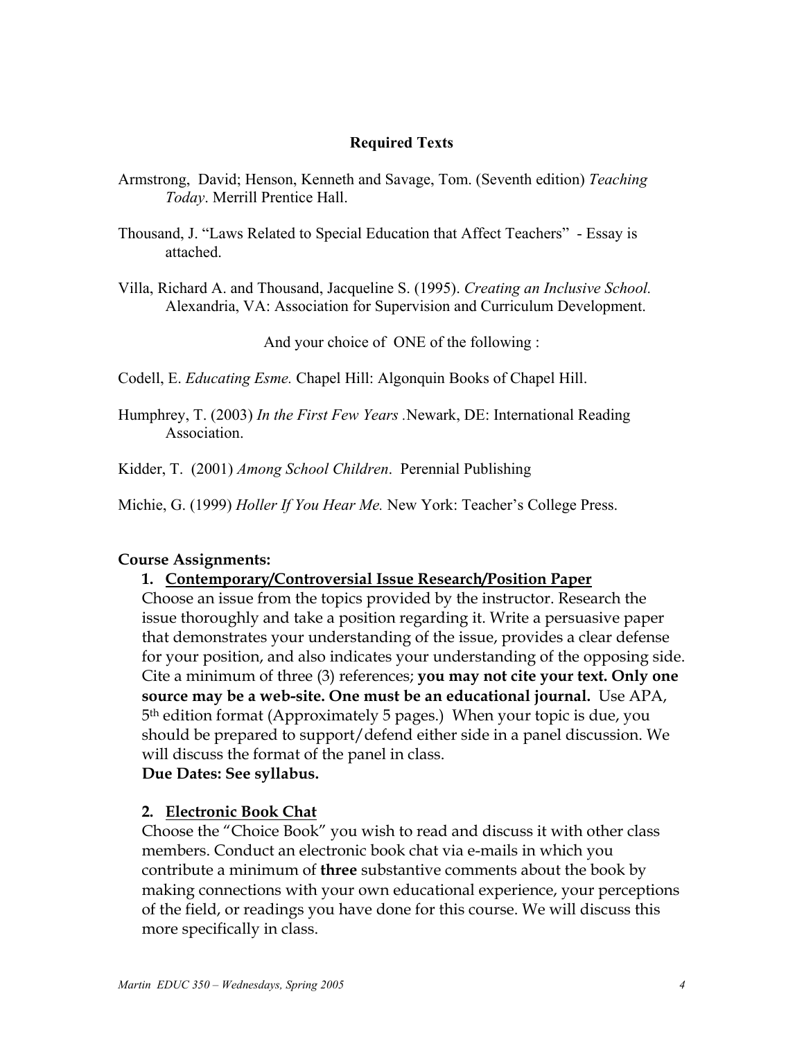## Required Texts

Armstrong, David; Henson, Kenneth and Savage, Tom. (Seventh edition) *Teaching Today*. Merrill Prentice Hall.

Thousand, J. "Laws Related to Special Education that Affect Teachers" - Essay is attached.

Villa, Richard A. and Thousand, Jacqueline S. (1995). *Creating an Inclusive School.* Alexandria, VA: Association for Supervision and Curriculum Development.

And your choice of ONE of the following :

Codell, E. *Educating Esme.* Chapel Hill: Algonquin Books of Chapel Hill.

Humphrey, T. (2003) *In the First Few Years* .Newark, DE: International Reading Association.

Kidder, T. (2001) *Among School Children*. Perennial Publishing

Michie, G. (1999) *Holler If You Hear Me.* New York: Teacher's College Press.

**Course Assignments:**

1. **Contemporary/Controversial Issue Research/Position Paper**

   Choose an issue from the topics provided by the instructor. Research the issue thoroughly and take a position regarding it. Write a persuasive paper that demonstrates your understanding of the issue, provides a clear defense for your position, and also indicates your understanding of the opposing side. Cite a minimum of three (3) references; **you may not cite your text. Only one source may be a web-site. One must be an educational journal.** Use APA, 5th edition format (Approximately 5 pages.) When your topic is due, you should be prepared to support/defend either side in a panel discussion. We will discuss the format of the panel in class.

   **Due Dates: See syllabus.**

2. **Electronic Book Chat**

   Choose the "Choice Book" you wish to read and discuss it with other class members. Conduct an electronic book chat via e-mails in which you contribute a minimum of **three** substantive comments about the book by making connections with your own educational experience, your perceptions of the field, or readings you have done for this course. We will discuss this more specifically in class.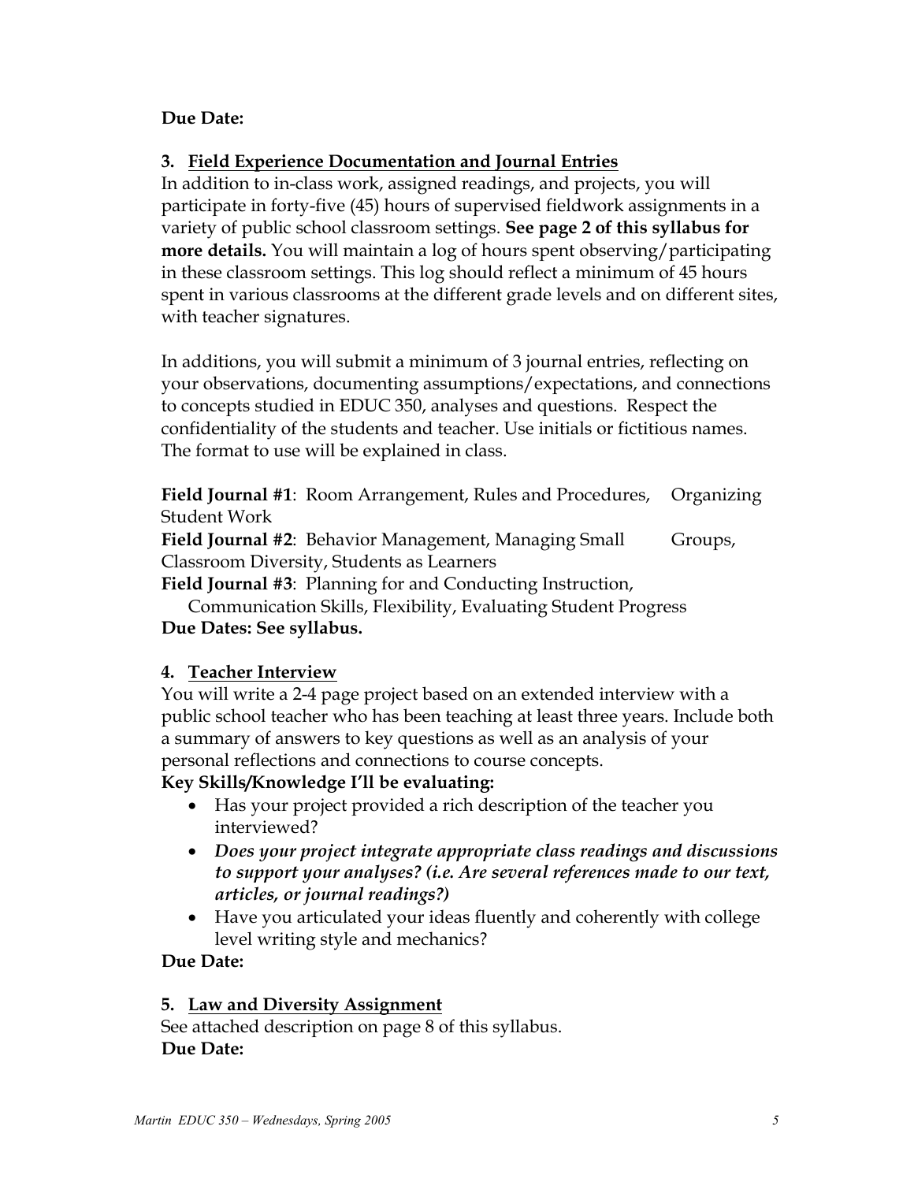**Due Date:**

### 3. <u>Field Experience Documentation and Journal Entries</u>

In addition to in-class work, assigned readings, and projects, you will participate in forty-five (45) hours of supervised fieldwork assignments in a variety of public school classroom settings. **See page 2 of this syllabus for more details.** You will maintain a log of hours spent observing/participating in these classroom settings. This log should reflect a minimum of 45 hours spent in various classrooms at the different grade levels and on different sites, with teacher signatures.

In additions, you will submit a minimum of 3 journal entries, reflecting on your observations, documenting assumptions/expectations, and connections to concepts studied in EDUC 350, analyses and questions. Respect the confidentiality of the students and teacher. Use initials or fictitious names. The format to use will be explained in class.

**Field Journal #1**: Room Arrangement, Rules and Procedures, Organizing Student Work
**Field Journal #2**: Behavior Management, Managing Small Groups, Classroom Diversity, Students as Learners
**Field Journal #3**: Planning for and Conducting Instruction, Communication Skills, Flexibility, Evaluating Student Progress
**Due Dates: See syllabus.**

### 4. <u>Teacher Interview</u>

You will write a 2-4 page project based on an extended interview with a public school teacher who has been teaching at least three years. Include both a summary of answers to key questions as well as an analysis of your personal reflections and connections to course concepts.

**Key Skills/Knowledge I'll be evaluating:**

- Has your project provided a rich description of the teacher you interviewed?
- ***Does your project integrate appropriate class readings and discussions to support your analyses? (i.e. Are several references made to our text, articles, or journal readings?)***
- Have you articulated your ideas fluently and coherently with college level writing style and mechanics?

**Due Date:**

### 5. <u>Law and Diversity Assignment</u>

See attached description on page 8 of this syllabus.
**Due Date:**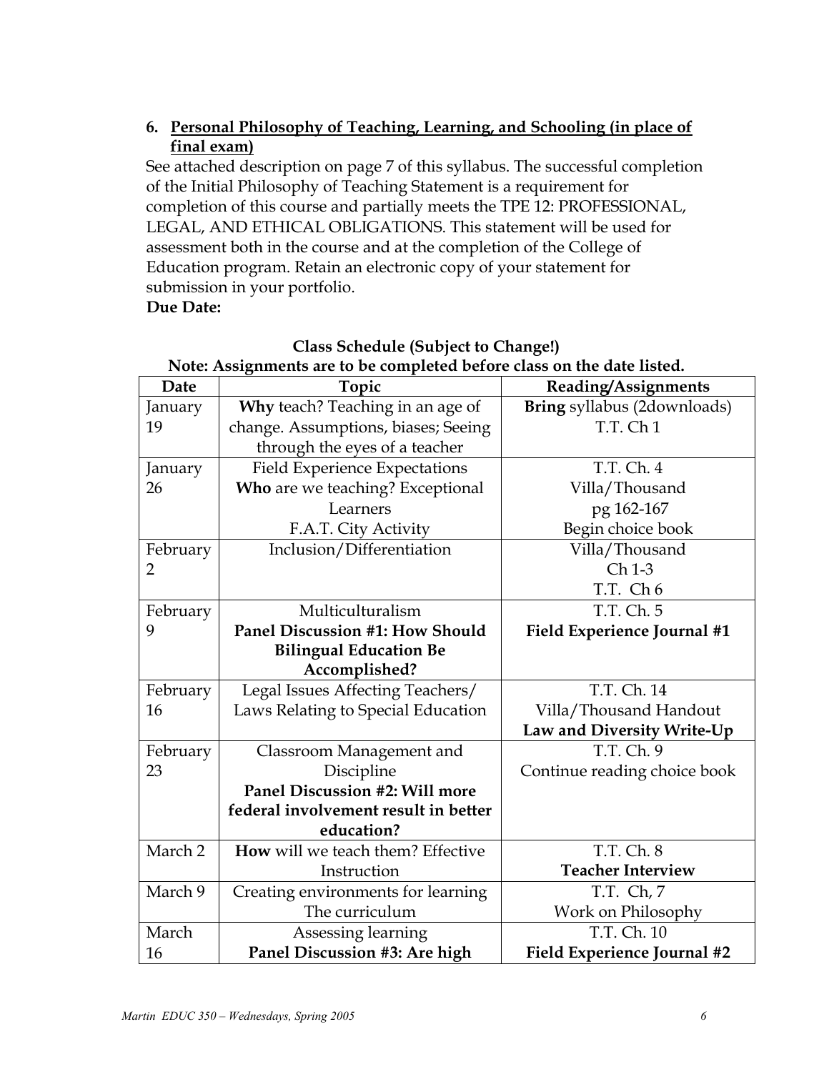### 6. **Personal Philosophy of Teaching, Learning, and Schooling (in place of final exam)**

See attached description on page 7 of this syllabus. The successful completion of the Initial Philosophy of Teaching Statement is a requirement for completion of this course and partially meets the TPE 12: PROFESSIONAL, LEGAL, AND ETHICAL OBLIGATIONS. This statement will be used for assessment both in the course and at the completion of the College of Education program. Retain an electronic copy of your statement for submission in your portfolio.

**Due Date:**

**Class Schedule (Subject to Change!)**

**Note: Assignments are to be completed before class on the date listed.**

| Date | Topic | Reading/Assignments |
|---|---|---|
| January 19 | **Why** teach? Teaching in an age of change. Assumptions, biases; Seeing through the eyes of a teacher | **Bring** syllabus (2downloads)<br>T.T. Ch 1 |
| January 26 | Field Experience Expectations<br>**Who** are we teaching? Exceptional Learners<br>F.A.T. City Activity | T.T. Ch. 4<br>Villa/Thousand<br>pg 162-167<br>Begin choice book |
| February 2 | Inclusion/Differentiation | Villa/Thousand<br>Ch 1-3<br>T.T. Ch 6 |
| February 9 | Multiculturalism<br>**Panel Discussion #1: How Should Bilingual Education Be Accomplished?** | T.T. Ch. 5<br>**Field Experience Journal #1** |
| February 16 | Legal Issues Affecting Teachers/ Laws Relating to Special Education | T.T. Ch. 14<br>Villa/Thousand Handout<br>**Law and Diversity Write-Up** |
| February 23 | Classroom Management and Discipline<br>**Panel Discussion #2: Will more federal involvement result in better education?** | T.T. Ch. 9<br>Continue reading choice book |
| March 2 | **How** will we teach them? Effective Instruction | T.T. Ch. 8<br>**Teacher Interview** |
| March 9 | Creating environments for learning<br>The curriculum | T.T. Ch, 7<br>Work on Philosophy |
| March 16 | Assessing learning<br>**Panel Discussion #3: Are high** | T.T. Ch. 10<br>**Field Experience Journal #2** |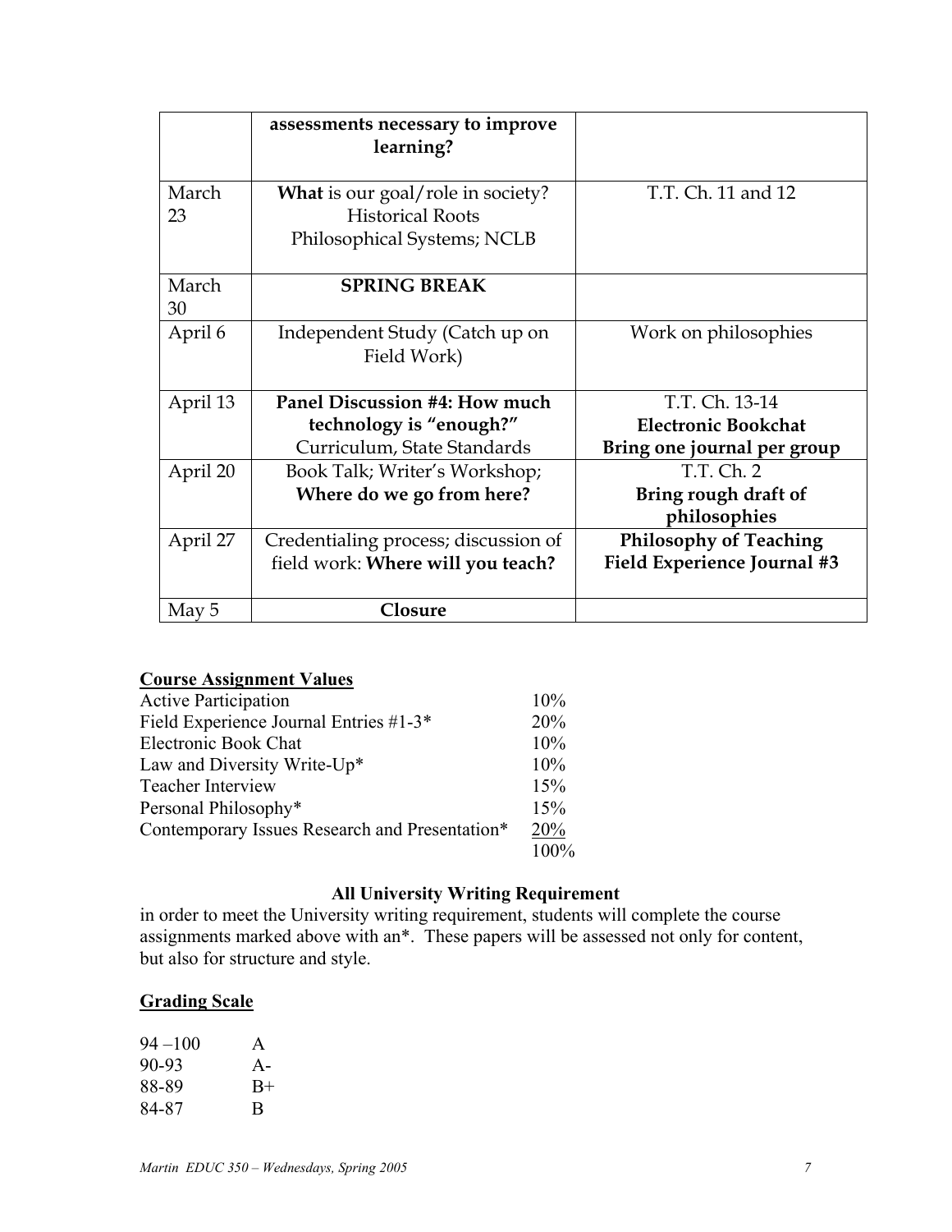| | | |
|---|---|---|
| | **assessments necessary to improve learning?** | |
| March 23 | **What** is our goal/role in society? Historical Roots Philosophical Systems; NCLB | T.T. Ch. 11 and 12 |
| March 30 | **SPRING BREAK** | |
| April 6 | Independent Study (Catch up on Field Work) | Work on philosophies |
| April 13 | **Panel Discussion #4: How much technology is "enough?"** Curriculum, State Standards | T.T. Ch. 13-14 **Electronic Bookchat** **Bring one journal per group** |
| April 20 | Book Talk; Writer's Workshop; **Where do we go from here?** | T.T. Ch. 2 **Bring rough draft of philosophies** |
| April 27 | Credentialing process; discussion of field work: **Where will you teach?** | **Philosophy of Teaching** **Field Experience Journal #3** |
| May 5 | **Closure** | |

## Course Assignment Values

| | |
|---|---|
| Active Participation | 10% |
| Field Experience Journal Entries #1-3* | 20% |
| Electronic Book Chat | 10% |
| Law and Diversity Write-Up* | 10% |
| Teacher Interview | 15% |
| Personal Philosophy* | 15% |
| Contemporary Issues Research and Presentation* | 20% |
| | 100% |

### All University Writing Requirement

in order to meet the University writing requirement, students will complete the course assignments marked above with an*. These papers will be assessed not only for content, but also for structure and style.

## Grading Scale

| | |
|---|---|
| 94 –100 | A |
| 90-93 | A- |
| 88-89 | B+ |
| 84-87 | B |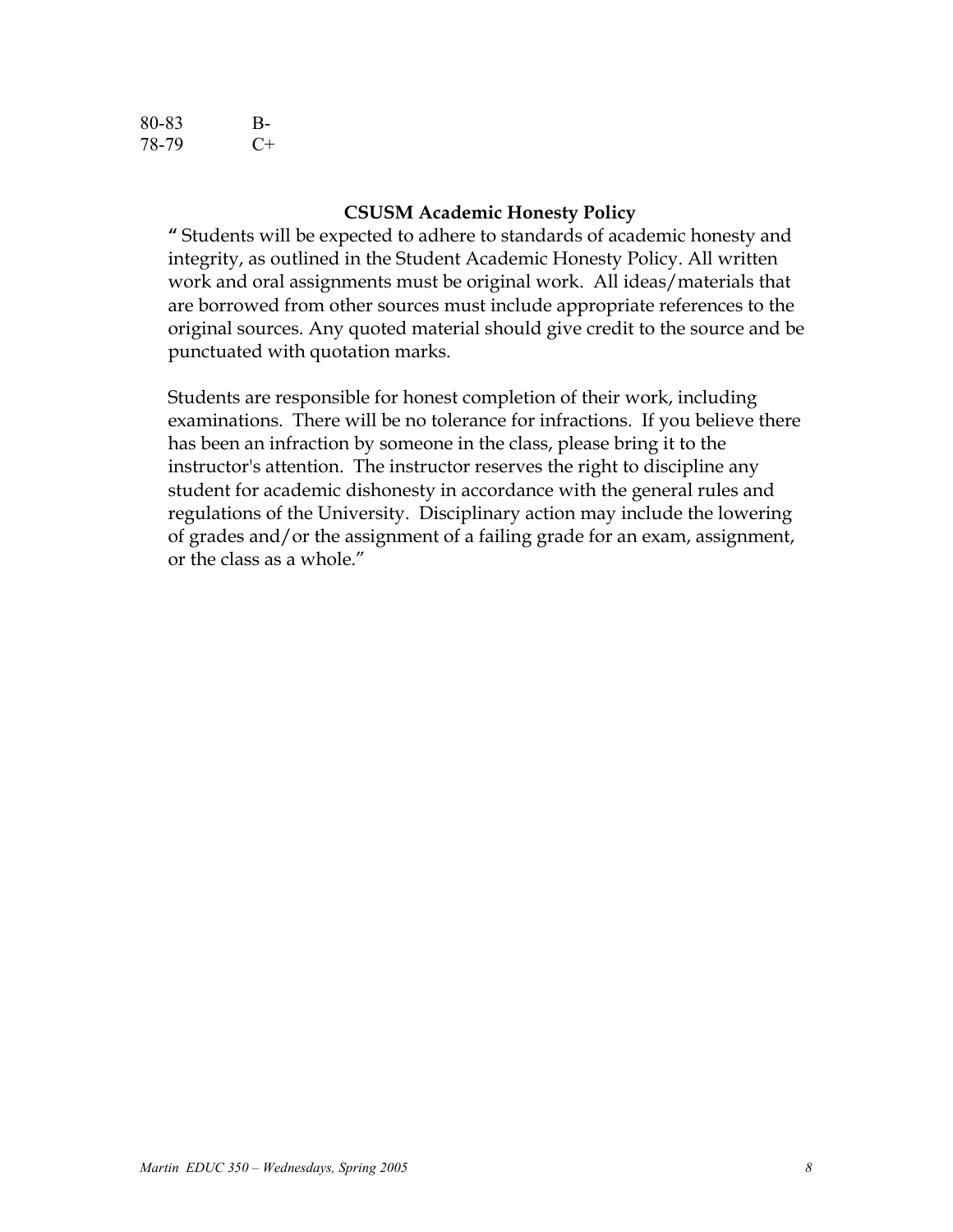| | |
|---|---|
| 80-83 | B- |
| 78-79 | C+ |

### CSUSM Academic Honesty Policy

" Students will be expected to adhere to standards of academic honesty and integrity, as outlined in the Student Academic Honesty Policy. All written work and oral assignments must be original work. All ideas/materials that are borrowed from other sources must include appropriate references to the original sources. Any quoted material should give credit to the source and be punctuated with quotation marks.

Students are responsible for honest completion of their work, including examinations. There will be no tolerance for infractions. If you believe there has been an infraction by someone in the class, please bring it to the instructor's attention. The instructor reserves the right to discipline any student for academic dishonesty in accordance with the general rules and regulations of the University. Disciplinary action may include the lowering of grades and/or the assignment of a failing grade for an exam, assignment, or the class as a whole."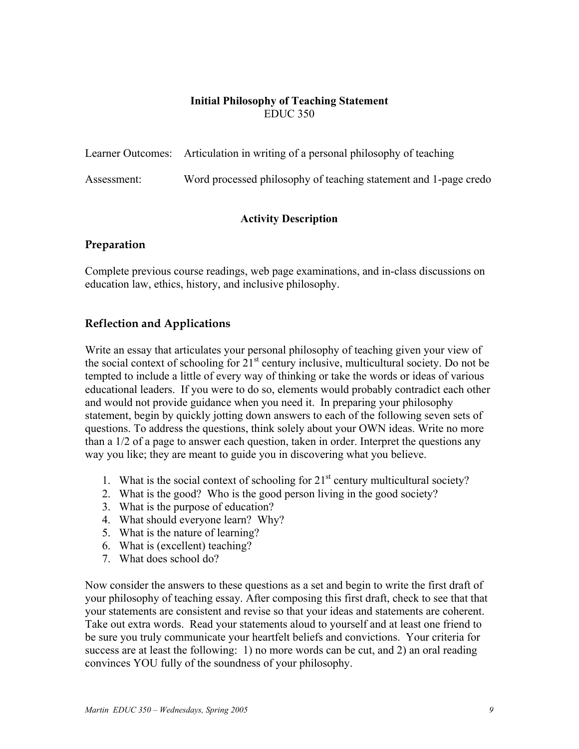**Initial Philosophy of Teaching Statement**
EDUC 350

Learner Outcomes: Articulation in writing of a personal philosophy of teaching

Assessment: Word processed philosophy of teaching statement and 1-page credo

**Activity Description**

## Preparation

Complete previous course readings, web page examinations, and in-class discussions on education law, ethics, history, and inclusive philosophy.

## Reflection and Applications

Write an essay that articulates your personal philosophy of teaching given your view of the social context of schooling for 21st century inclusive, multicultural society. Do not be tempted to include a little of every way of thinking or take the words or ideas of various educational leaders. If you were to do so, elements would probably contradict each other and would not provide guidance when you need it. In preparing your philosophy statement, begin by quickly jotting down answers to each of the following seven sets of questions. To address the questions, think solely about your OWN ideas. Write no more than a 1/2 of a page to answer each question, taken in order. Interpret the questions any way you like; they are meant to guide you in discovering what you believe.

1. What is the social context of schooling for 21st century multicultural society?
2. What is the good? Who is the good person living in the good society?
3. What is the purpose of education?
4. What should everyone learn? Why?
5. What is the nature of learning?
6. What is (excellent) teaching?
7. What does school do?

Now consider the answers to these questions as a set and begin to write the first draft of your philosophy of teaching essay. After composing this first draft, check to see that that your statements are consistent and revise so that your ideas and statements are coherent. Take out extra words. Read your statements aloud to yourself and at least one friend to be sure you truly communicate your heartfelt beliefs and convictions. Your criteria for success are at least the following: 1) no more words can be cut, and 2) an oral reading convinces YOU fully of the soundness of your philosophy.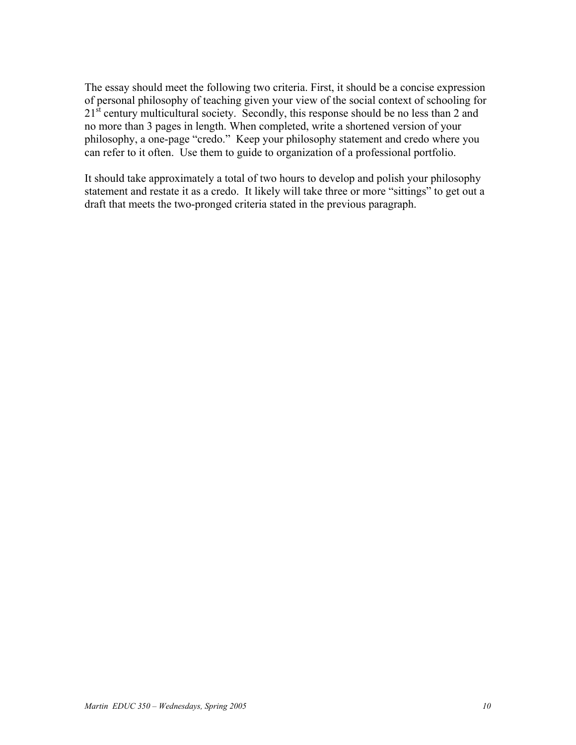The essay should meet the following two criteria. First, it should be a concise expression of personal philosophy of teaching given your view of the social context of schooling for 21st century multicultural society. Secondly, this response should be no less than 2 and no more than 3 pages in length. When completed, write a shortened version of your philosophy, a one-page "credo." Keep your philosophy statement and credo where you can refer to it often. Use them to guide to organization of a professional portfolio.

It should take approximately a total of two hours to develop and polish your philosophy statement and restate it as a credo. It likely will take three or more "sittings" to get out a draft that meets the two-pronged criteria stated in the previous paragraph.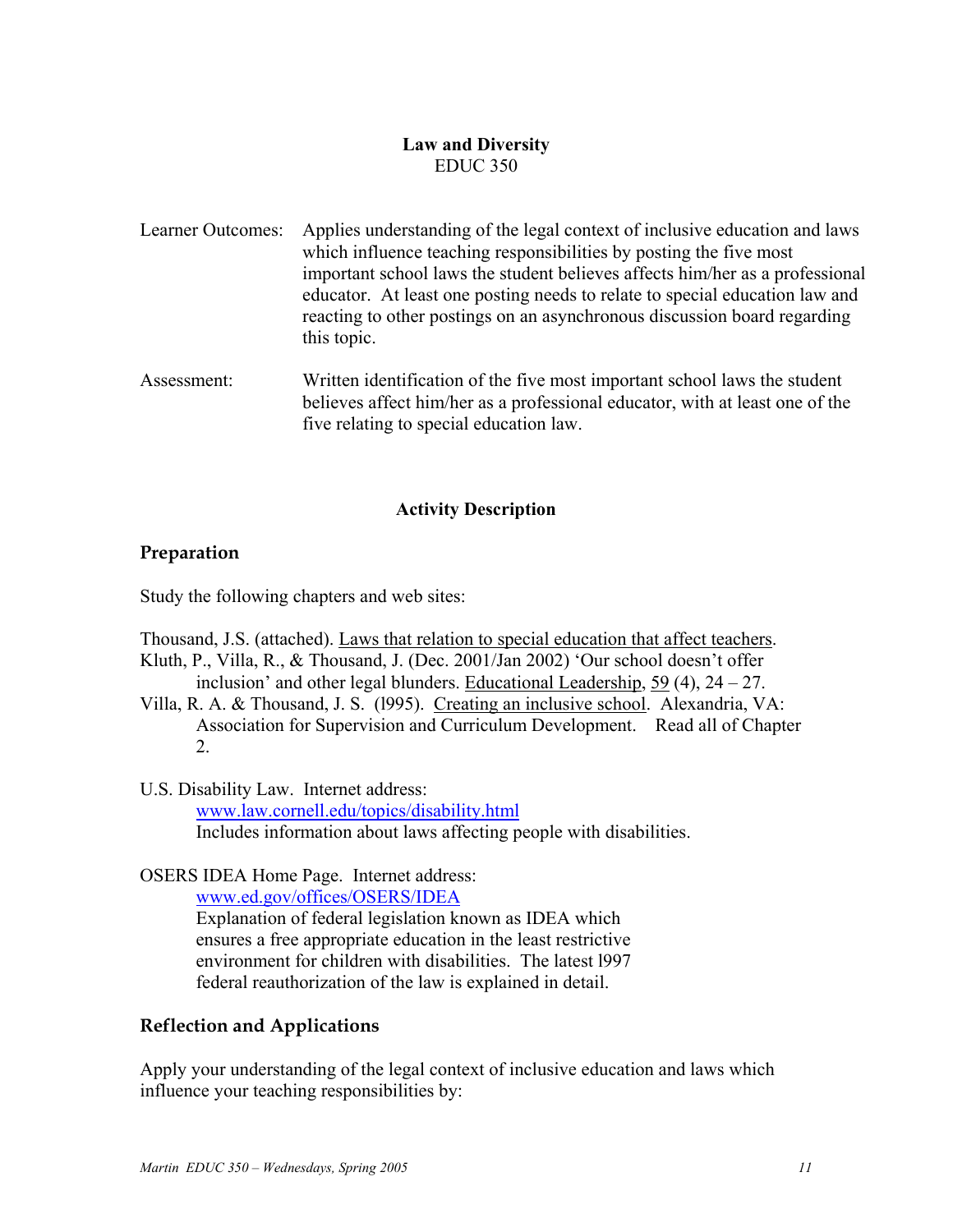**Law and Diversity**
EDUC 350

Learner Outcomes: Applies understanding of the legal context of inclusive education and laws which influence teaching responsibilities by posting the five most important school laws the student believes affects him/her as a professional educator. At least one posting needs to relate to special education law and reacting to other postings on an asynchronous discussion board regarding this topic.

Assessment: Written identification of the five most important school laws the student believes affect him/her as a professional educator, with at least one of the five relating to special education law.

**Activity Description**

## Preparation

Study the following chapters and web sites:

Thousand, J.S. (attached). Laws that relation to special education that affect teachers.
Kluth, P., Villa, R., & Thousand, J. (Dec. 2001/Jan 2002) 'Our school doesn't offer inclusion' and other legal blunders. Educational Leadership, 59 (4), 24 – 27.
Villa, R. A. & Thousand, J. S. (l995). Creating an inclusive school. Alexandria, VA: Association for Supervision and Curriculum Development. Read all of Chapter 2.

U.S. Disability Law. Internet address:
www.law.cornell.edu/topics/disability.html
Includes information about laws affecting people with disabilities.

OSERS IDEA Home Page. Internet address:
www.ed.gov/offices/OSERS/IDEA
Explanation of federal legislation known as IDEA which ensures a free appropriate education in the least restrictive environment for children with disabilities. The latest l997 federal reauthorization of the law is explained in detail.

## Reflection and Applications

Apply your understanding of the legal context of inclusive education and laws which influence your teaching responsibilities by: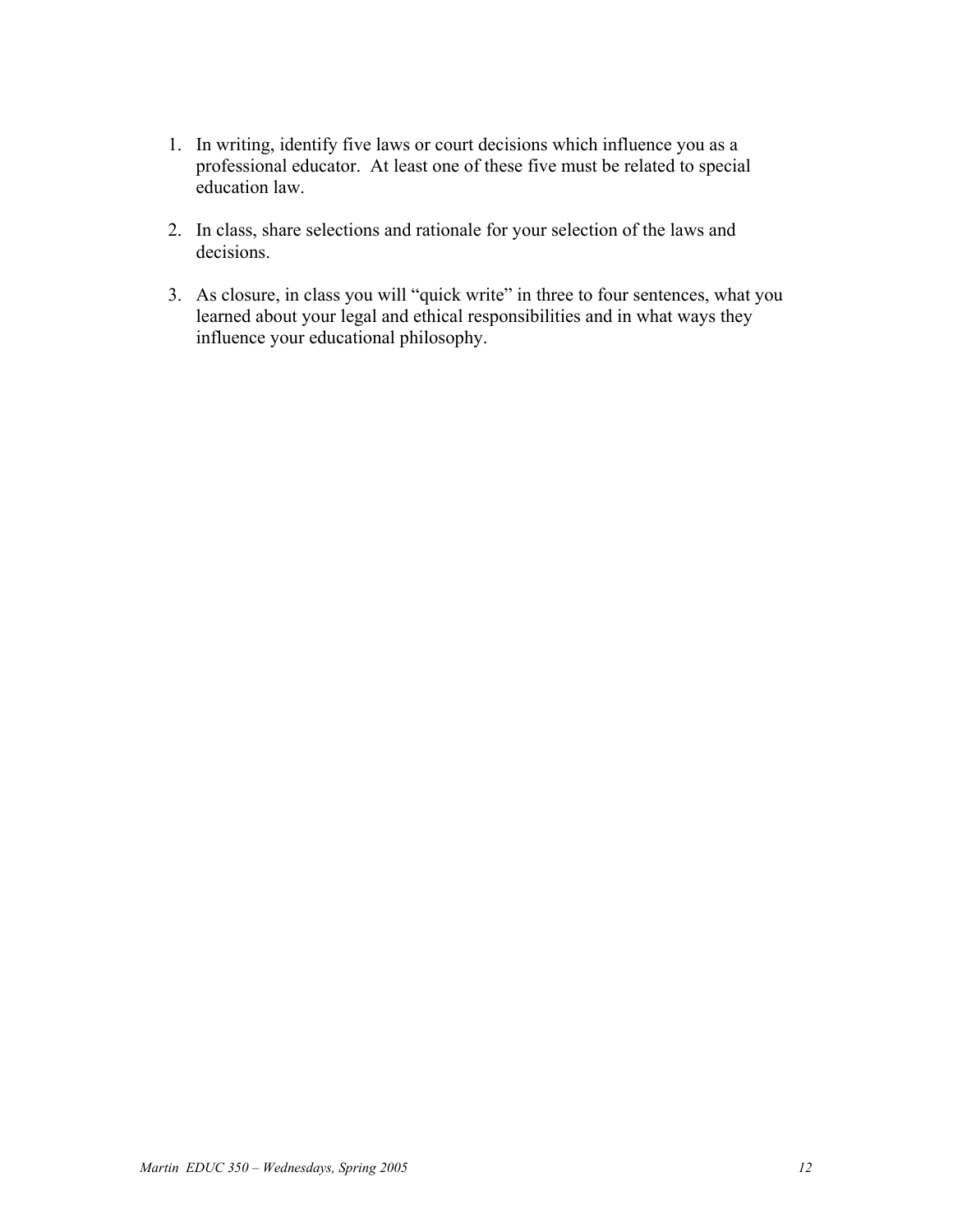1. In writing, identify five laws or court decisions which influence you as a professional educator. At least one of these five must be related to special education law.

2. In class, share selections and rationale for your selection of the laws and decisions.

3. As closure, in class you will "quick write" in three to four sentences, what you learned about your legal and ethical responsibilities and in what ways they influence your educational philosophy.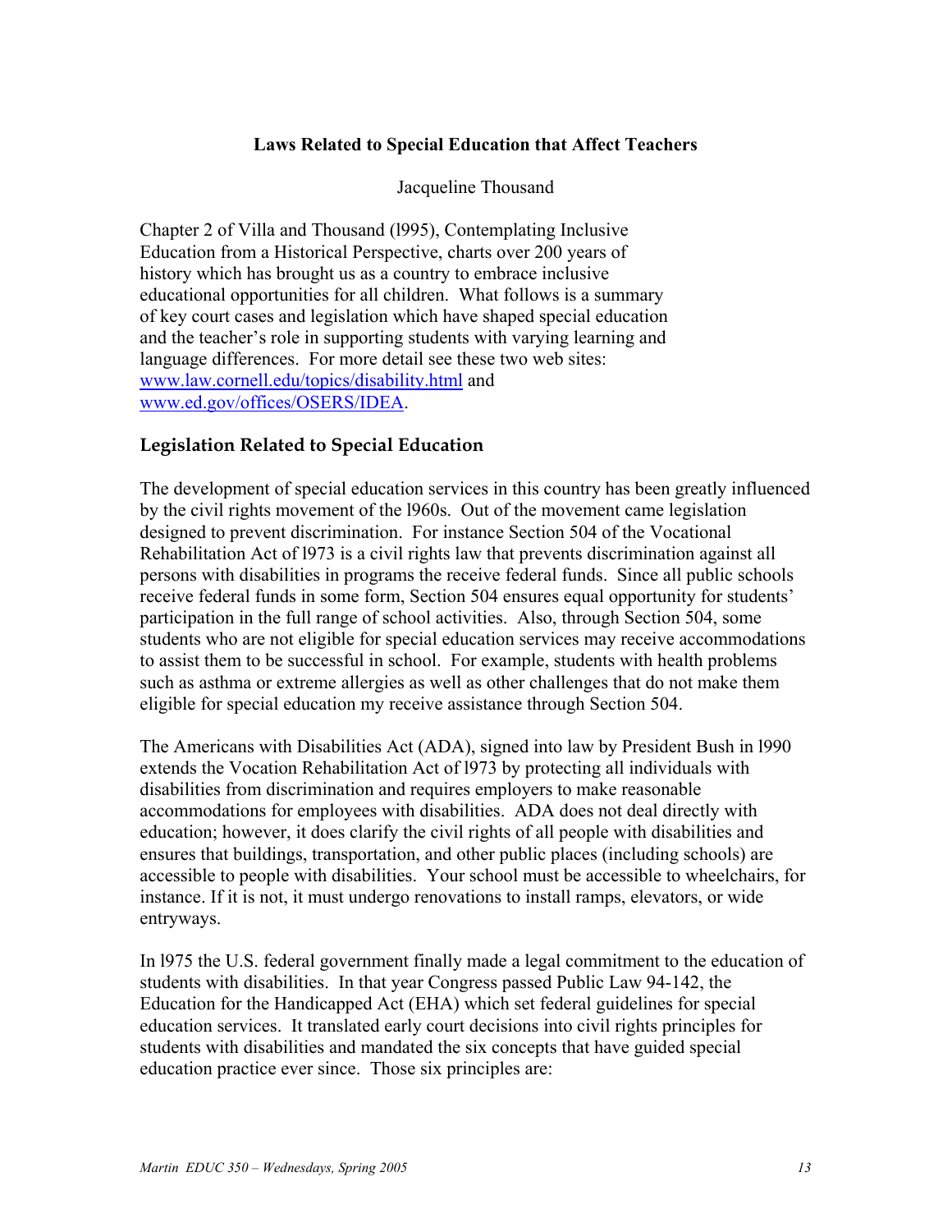**Laws Related to Special Education that Affect Teachers**

Jacqueline Thousand

Chapter 2 of Villa and Thousand (l995), Contemplating Inclusive Education from a Historical Perspective, charts over 200 years of history which has brought us as a country to embrace inclusive educational opportunities for all children. What follows is a summary of key court cases and legislation which have shaped special education and the teacher's role in supporting students with varying learning and language differences. For more detail see these two web sites: www.law.cornell.edu/topics/disability.html and www.ed.gov/offices/OSERS/IDEA.

## Legislation Related to Special Education

The development of special education services in this country has been greatly influenced by the civil rights movement of the l960s. Out of the movement came legislation designed to prevent discrimination. For instance Section 504 of the Vocational Rehabilitation Act of l973 is a civil rights law that prevents discrimination against all persons with disabilities in programs the receive federal funds. Since all public schools receive federal funds in some form, Section 504 ensures equal opportunity for students' participation in the full range of school activities. Also, through Section 504, some students who are not eligible for special education services may receive accommodations to assist them to be successful in school. For example, students with health problems such as asthma or extreme allergies as well as other challenges that do not make them eligible for special education my receive assistance through Section 504.

The Americans with Disabilities Act (ADA), signed into law by President Bush in l990 extends the Vocation Rehabilitation Act of l973 by protecting all individuals with disabilities from discrimination and requires employers to make reasonable accommodations for employees with disabilities. ADA does not deal directly with education; however, it does clarify the civil rights of all people with disabilities and ensures that buildings, transportation, and other public places (including schools) are accessible to people with disabilities. Your school must be accessible to wheelchairs, for instance. If it is not, it must undergo renovations to install ramps, elevators, or wide entryways.

In l975 the U.S. federal government finally made a legal commitment to the education of students with disabilities. In that year Congress passed Public Law 94-142, the Education for the Handicapped Act (EHA) which set federal guidelines for special education services. It translated early court decisions into civil rights principles for students with disabilities and mandated the six concepts that have guided special education practice ever since. Those six principles are: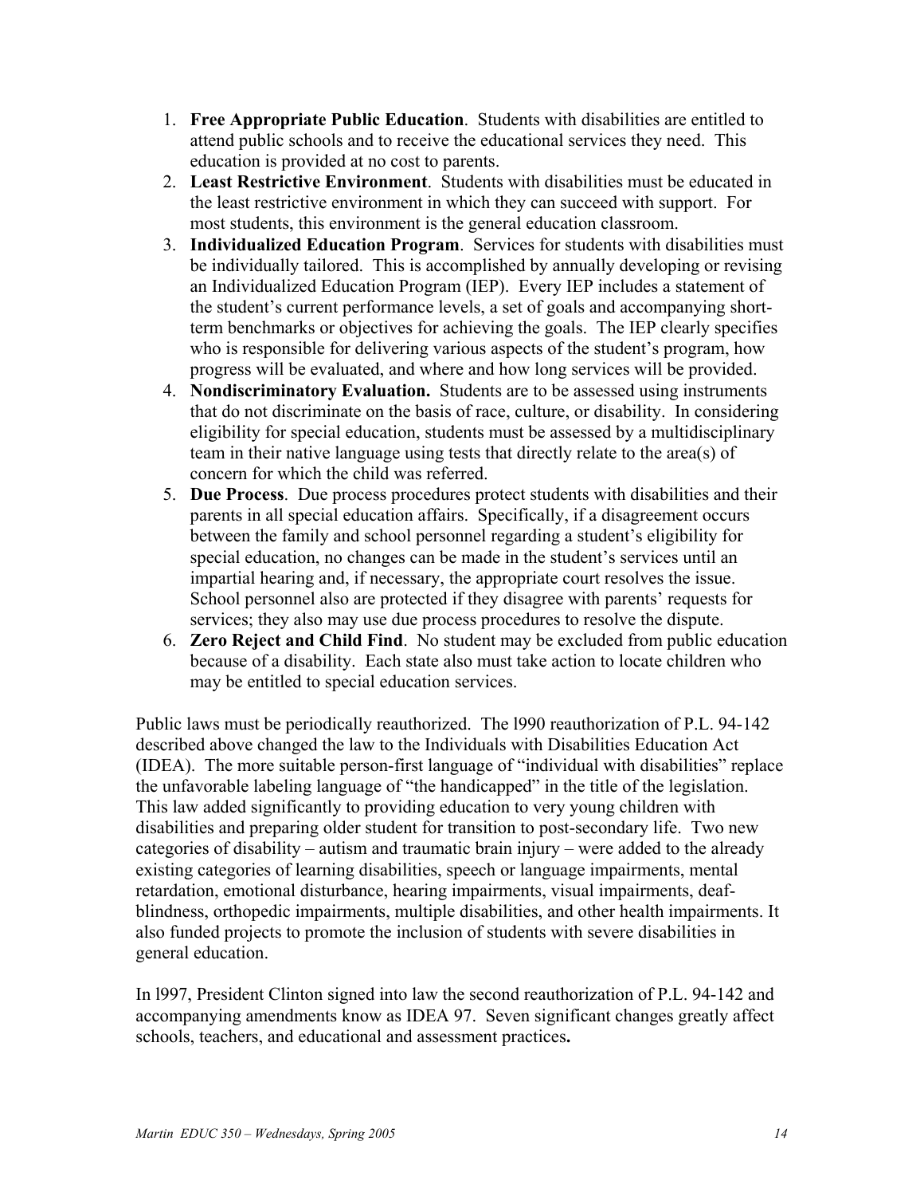1. **Free Appropriate Public Education**. Students with disabilities are entitled to attend public schools and to receive the educational services they need. This education is provided at no cost to parents.
2. **Least Restrictive Environment**. Students with disabilities must be educated in the least restrictive environment in which they can succeed with support. For most students, this environment is the general education classroom.
3. **Individualized Education Program**. Services for students with disabilities must be individually tailored. This is accomplished by annually developing or revising an Individualized Education Program (IEP). Every IEP includes a statement of the student's current performance levels, a set of goals and accompanying short-term benchmarks or objectives for achieving the goals. The IEP clearly specifies who is responsible for delivering various aspects of the student's program, how progress will be evaluated, and where and how long services will be provided.
4. **Nondiscriminatory Evaluation.** Students are to be assessed using instruments that do not discriminate on the basis of race, culture, or disability. In considering eligibility for special education, students must be assessed by a multidisciplinary team in their native language using tests that directly relate to the area(s) of concern for which the child was referred.
5. **Due Process**. Due process procedures protect students with disabilities and their parents in all special education affairs. Specifically, if a disagreement occurs between the family and school personnel regarding a student's eligibility for special education, no changes can be made in the student's services until an impartial hearing and, if necessary, the appropriate court resolves the issue. School personnel also are protected if they disagree with parents' requests for services; they also may use due process procedures to resolve the dispute.
6. **Zero Reject and Child Find**. No student may be excluded from public education because of a disability. Each state also must take action to locate children who may be entitled to special education services.

Public laws must be periodically reauthorized. The l990 reauthorization of P.L. 94-142 described above changed the law to the Individuals with Disabilities Education Act (IDEA). The more suitable person-first language of "individual with disabilities" replace the unfavorable labeling language of "the handicapped" in the title of the legislation. This law added significantly to providing education to very young children with disabilities and preparing older student for transition to post-secondary life. Two new categories of disability – autism and traumatic brain injury – were added to the already existing categories of learning disabilities, speech or language impairments, mental retardation, emotional disturbance, hearing impairments, visual impairments, deaf-blindness, orthopedic impairments, multiple disabilities, and other health impairments. It also funded projects to promote the inclusion of students with severe disabilities in general education.

In l997, President Clinton signed into law the second reauthorization of P.L. 94-142 and accompanying amendments know as IDEA 97. Seven significant changes greatly affect schools, teachers, and educational and assessment practices**.**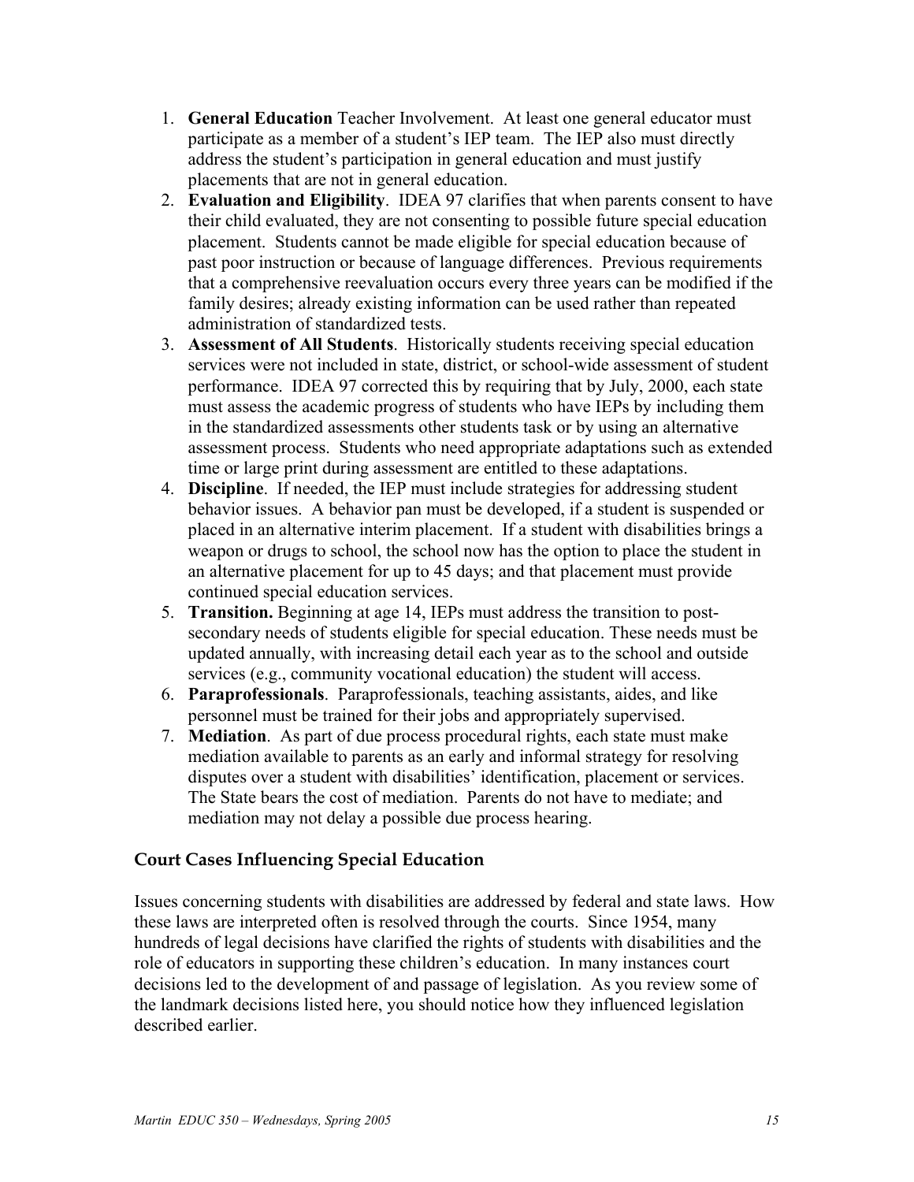1. **General Education** Teacher Involvement. At least one general educator must participate as a member of a student's IEP team. The IEP also must directly address the student's participation in general education and must justify placements that are not in general education.
2. **Evaluation and Eligibility**. IDEA 97 clarifies that when parents consent to have their child evaluated, they are not consenting to possible future special education placement. Students cannot be made eligible for special education because of past poor instruction or because of language differences. Previous requirements that a comprehensive reevaluation occurs every three years can be modified if the family desires; already existing information can be used rather than repeated administration of standardized tests.
3. **Assessment of All Students**. Historically students receiving special education services were not included in state, district, or school-wide assessment of student performance. IDEA 97 corrected this by requiring that by July, 2000, each state must assess the academic progress of students who have IEPs by including them in the standardized assessments other students task or by using an alternative assessment process. Students who need appropriate adaptations such as extended time or large print during assessment are entitled to these adaptations.
4. **Discipline**. If needed, the IEP must include strategies for addressing student behavior issues. A behavior pan must be developed, if a student is suspended or placed in an alternative interim placement. If a student with disabilities brings a weapon or drugs to school, the school now has the option to place the student in an alternative placement for up to 45 days; and that placement must provide continued special education services.
5. **Transition.** Beginning at age 14, IEPs must address the transition to post-secondary needs of students eligible for special education. These needs must be updated annually, with increasing detail each year as to the school and outside services (e.g., community vocational education) the student will access.
6. **Paraprofessionals**. Paraprofessionals, teaching assistants, aides, and like personnel must be trained for their jobs and appropriately supervised.
7. **Mediation**. As part of due process procedural rights, each state must make mediation available to parents as an early and informal strategy for resolving disputes over a student with disabilities' identification, placement or services. The State bears the cost of mediation. Parents do not have to mediate; and mediation may not delay a possible due process hearing.

## Court Cases Influencing Special Education

Issues concerning students with disabilities are addressed by federal and state laws. How these laws are interpreted often is resolved through the courts. Since 1954, many hundreds of legal decisions have clarified the rights of students with disabilities and the role of educators in supporting these children's education. In many instances court decisions led to the development of and passage of legislation. As you review some of the landmark decisions listed here, you should notice how they influenced legislation described earlier.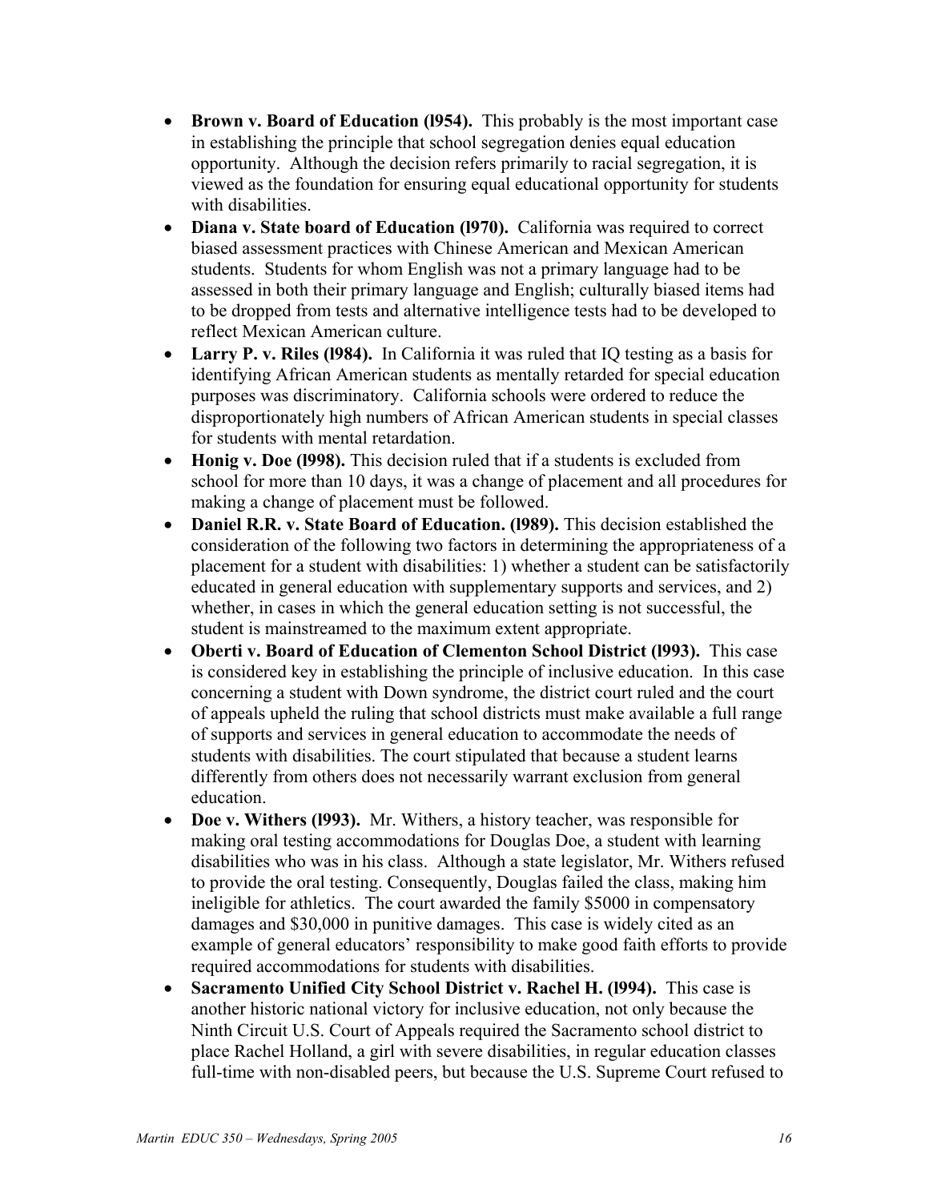- **Brown v. Board of Education (l954).** This probably is the most important case in establishing the principle that school segregation denies equal education opportunity. Although the decision refers primarily to racial segregation, it is viewed as the foundation for ensuring equal educational opportunity for students with disabilities.
- **Diana v. State board of Education (l970).** California was required to correct biased assessment practices with Chinese American and Mexican American students. Students for whom English was not a primary language had to be assessed in both their primary language and English; culturally biased items had to be dropped from tests and alternative intelligence tests had to be developed to reflect Mexican American culture.
- **Larry P. v. Riles (l984).** In California it was ruled that IQ testing as a basis for identifying African American students as mentally retarded for special education purposes was discriminatory. California schools were ordered to reduce the disproportionately high numbers of African American students in special classes for students with mental retardation.
- **Honig v. Doe (l998).** This decision ruled that if a students is excluded from school for more than 10 days, it was a change of placement and all procedures for making a change of placement must be followed.
- **Daniel R.R. v. State Board of Education. (l989).** This decision established the consideration of the following two factors in determining the appropriateness of a placement for a student with disabilities: 1) whether a student can be satisfactorily educated in general education with supplementary supports and services, and 2) whether, in cases in which the general education setting is not successful, the student is mainstreamed to the maximum extent appropriate.
- **Oberti v. Board of Education of Clementon School District (l993).** This case is considered key in establishing the principle of inclusive education. In this case concerning a student with Down syndrome, the district court ruled and the court of appeals upheld the ruling that school districts must make available a full range of supports and services in general education to accommodate the needs of students with disabilities. The court stipulated that because a student learns differently from others does not necessarily warrant exclusion from general education.
- **Doe v. Withers (l993).** Mr. Withers, a history teacher, was responsible for making oral testing accommodations for Douglas Doe, a student with learning disabilities who was in his class. Although a state legislator, Mr. Withers refused to provide the oral testing. Consequently, Douglas failed the class, making him ineligible for athletics. The court awarded the family $5000 in compensatory damages and $30,000 in punitive damages. This case is widely cited as an example of general educators' responsibility to make good faith efforts to provide required accommodations for students with disabilities.
- **Sacramento Unified City School District v. Rachel H. (l994).** This case is another historic national victory for inclusive education, not only because the Ninth Circuit U.S. Court of Appeals required the Sacramento school district to place Rachel Holland, a girl with severe disabilities, in regular education classes full-time with non-disabled peers, but because the U.S. Supreme Court refused to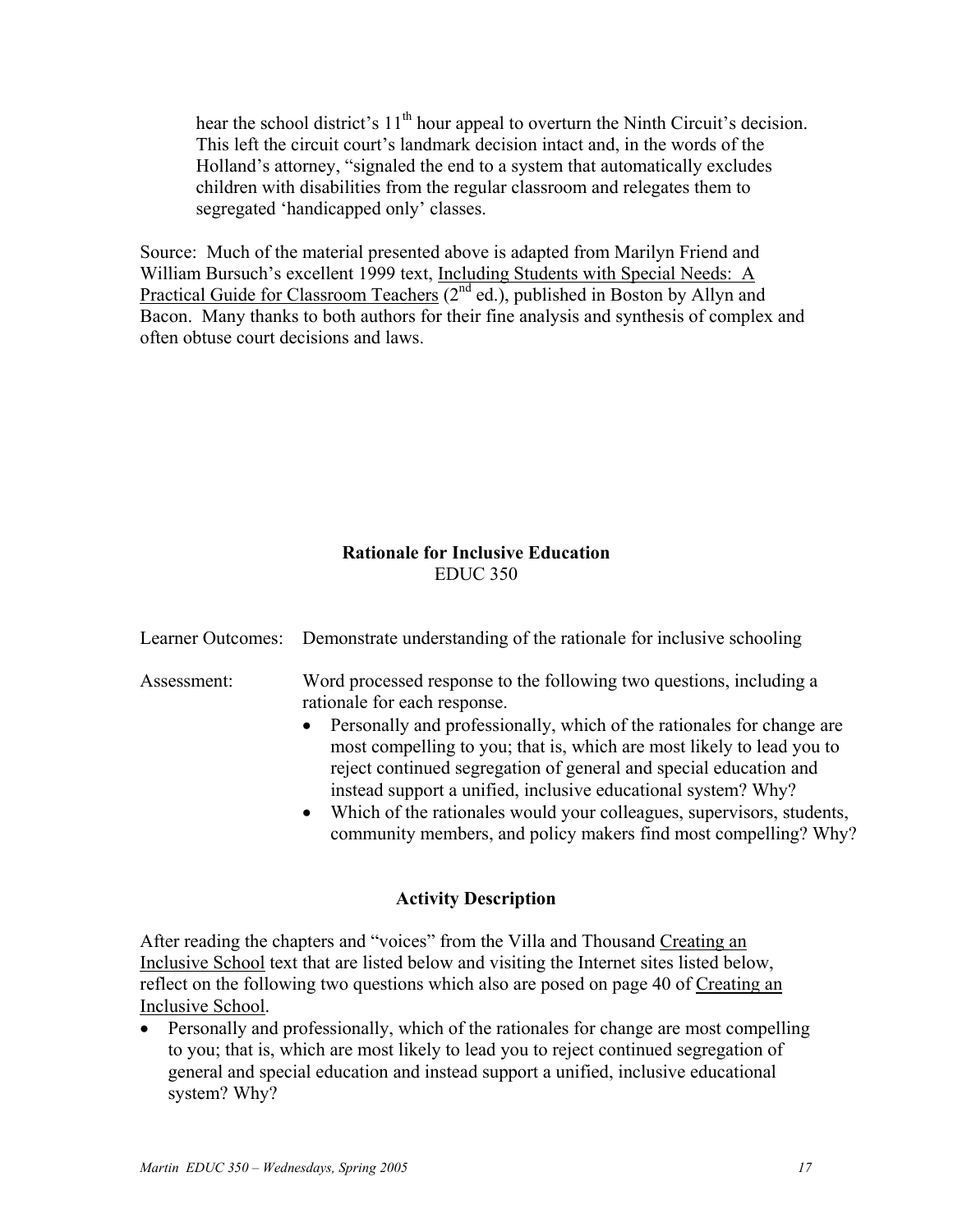hear the school district's 11th hour appeal to overturn the Ninth Circuit's decision. This left the circuit court's landmark decision intact and, in the words of the Holland's attorney, "signaled the end to a system that automatically excludes children with disabilities from the regular classroom and relegates them to segregated 'handicapped only' classes.

Source: Much of the material presented above is adapted from Marilyn Friend and William Bursuch's excellent 1999 text, Including Students with Special Needs: A Practical Guide for Classroom Teachers (2nd ed.), published in Boston by Allyn and Bacon. Many thanks to both authors for their fine analysis and synthesis of complex and often obtuse court decisions and laws.

## Rationale for Inclusive Education

EDUC 350

Learner Outcomes: Demonstrate understanding of the rationale for inclusive schooling

Assessment: Word processed response to the following two questions, including a rationale for each response.

- Personally and professionally, which of the rationales for change are most compelling to you; that is, which are most likely to lead you to reject continued segregation of general and special education and instead support a unified, inclusive educational system? Why?
- Which of the rationales would your colleagues, supervisors, students, community members, and policy makers find most compelling? Why?

### Activity Description

After reading the chapters and "voices" from the Villa and Thousand Creating an Inclusive School text that are listed below and visiting the Internet sites listed below, reflect on the following two questions which also are posed on page 40 of Creating an Inclusive School.

- Personally and professionally, which of the rationales for change are most compelling to you; that is, which are most likely to lead you to reject continued segregation of general and special education and instead support a unified, inclusive educational system? Why?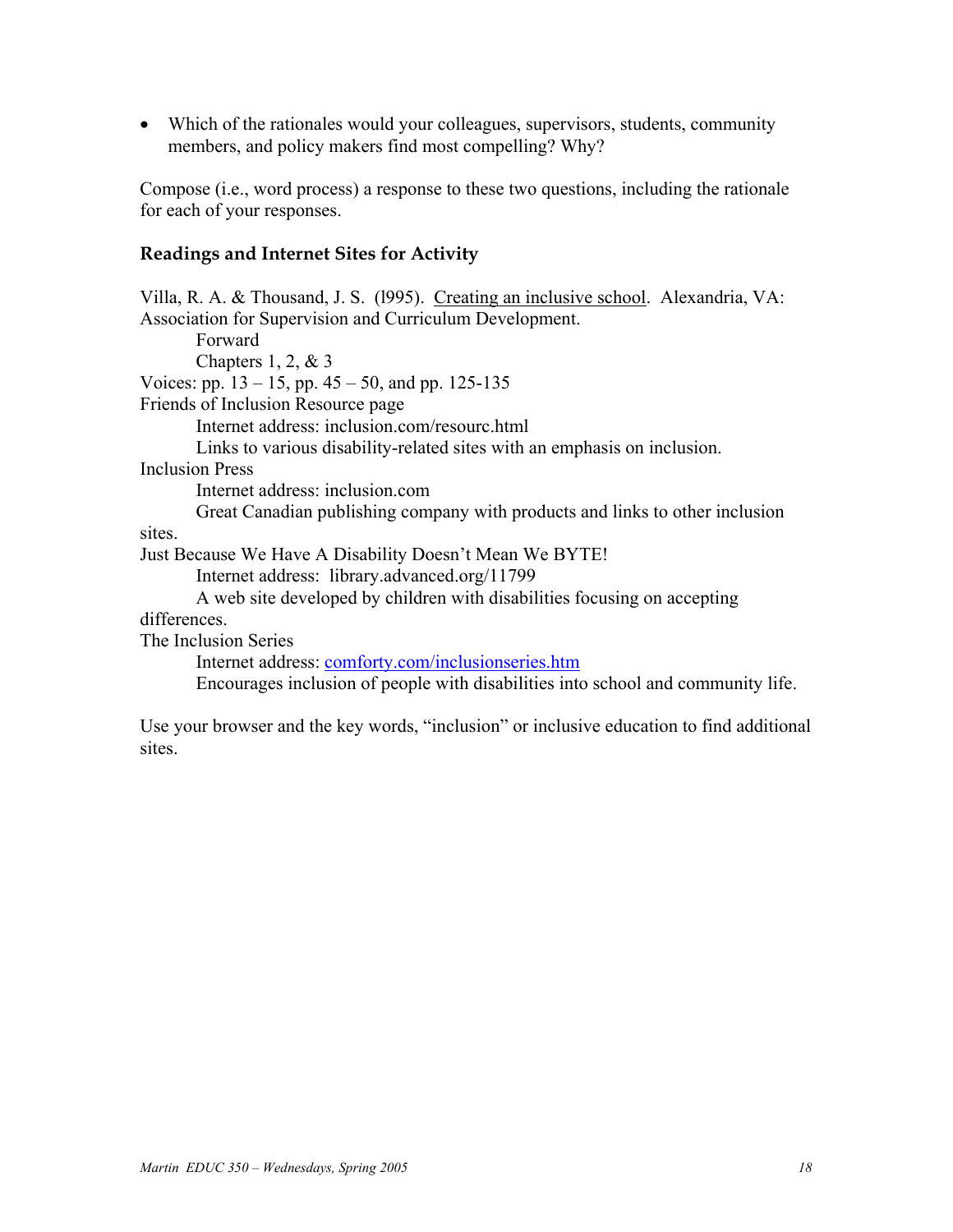- Which of the rationales would your colleagues, supervisors, students, community members, and policy makers find most compelling? Why?

Compose (i.e., word process) a response to these two questions, including the rationale for each of your responses.

### Readings and Internet Sites for Activity

Villa, R. A. & Thousand, J. S. (l995). Creating an inclusive school. Alexandria, VA: Association for Supervision and Curriculum Development.

Forward

Chapters 1, 2, & 3

Voices: pp. 13 – 15, pp. 45 – 50, and pp. 125-135

Friends of Inclusion Resource page

Internet address: inclusion.com/resourc.html

Links to various disability-related sites with an emphasis on inclusion.

Inclusion Press

Internet address: inclusion.com

Great Canadian publishing company with products and links to other inclusion sites.

Just Because We Have A Disability Doesn't Mean We BYTE!

Internet address: library.advanced.org/11799

A web site developed by children with disabilities focusing on accepting differences.

The Inclusion Series

Internet address: comforty.com/inclusionseries.htm

Encourages inclusion of people with disabilities into school and community life.

Use your browser and the key words, "inclusion" or inclusive education to find additional sites.